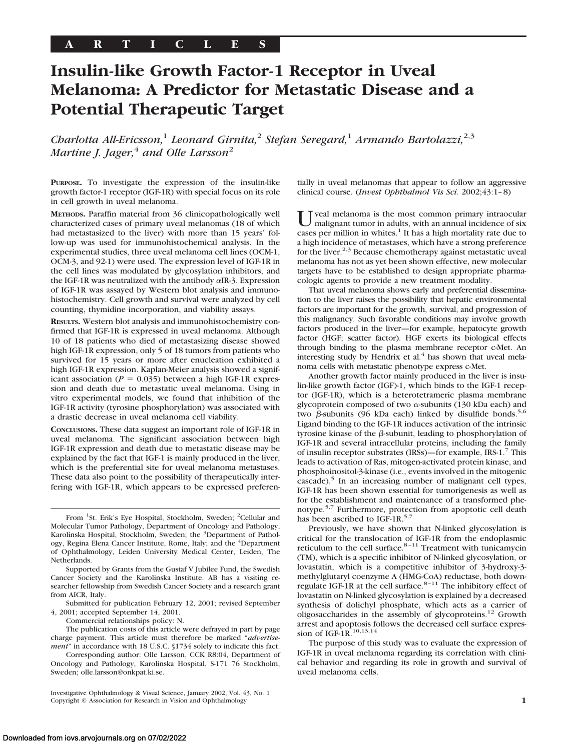ARTICLES

# Insulin-like Growth Factor-1 Receptor in Uveal Melanoma: A Predictor for Metastatic Disease and a Potential Therapeutic Target

*Charlotta All-Ericsson,[1] Leonard Girnita,[2] Stefan Seregard,[1] Armando Bartolazzi,[2,3] Martine J. Jager,[4] and Olle Larsson[2]*

**PURPOSE.** To investigate the expression of the insulin-like growth factor-1 receptor (IGF-1R) with special focus on its role in cell growth in uveal melanoma.

**METHODS.** Paraffin material from 36 clinicopathologically well characterized cases of primary uveal melanomas (18 of which had metastasized to the liver) with more than 15 years' follow-up was used for immunohistochemical analysis. In the experimental studies, three uveal melanoma cell lines (OCM-1, OCM-3, and 92-1) were used. The expression level of IGF-1R in the cell lines was modulated by glycosylation inhibitors, and the IGF-1R was neutralized with the antibody $\alpha$IR-3. Expression of IGF-1R was assayed by Western blot analysis and immunohistochemistry. Cell growth and survival were analyzed by cell counting, thymidine incorporation, and viability assays.

**RESULTS.** Western blot analysis and immunohistochemistry confirmed that IGF-1R is expressed in uveal melanoma. Although 10 of 18 patients who died of metastasizing disease showed high IGF-1R expression, only 5 of 18 tumors from patients who survived for 15 years or more after enucleation exhibited a high IGF-1R expression. Kaplan-Meier analysis showed a significant association ($P = 0.035$) between a high IGF-1R expression and death due to metastatic uveal melanoma. Using in vitro experimental models, we found that inhibition of the IGF-1R activity (tyrosine phosphorylation) was associated with a drastic decrease in uveal melanoma cell viability.

**CONCLUSIONS.** These data suggest an important role of IGF-1R in uveal melanoma. The significant association between high IGF-1R expression and death due to metastatic disease may be explained by the fact that IGF-1 is mainly produced in the liver, which is the preferential site for uveal melanoma metastases. These data also point to the possibility of therapeutically interfering with IGF-1R, which appears to be expressed preferentially in uveal melanomas that appear to follow an aggressive clinical course. (*Invest Ophthalmol Vis Sci.* 2002;43:1–8)

From [1]St. Erik's Eye Hospital, Stockholm, Sweden; [2]Cellular and Molecular Tumor Pathology, Department of Oncology and Pathology, Karolinska Hospital, Stockholm, Sweden; the [3]Department of Pathology, Regina Elena Cancer Institute, Rome, Italy; and the [4]Department of Ophthalmology, Leiden University Medical Center, Leiden, The Netherlands.

Supported by Grants from the Gustaf V Jubilee Fund, the Swedish Cancer Society and the Karolinska Institute. AB has a visiting researcher fellowship from Swedish Cancer Society and a research grant from AICR, Italy.

Submitted for publication February 12, 2001; revised September 4, 2001; accepted September 14, 2001.

Commercial relationships policy: N.

The publication costs of this article were defrayed in part by page charge payment. This article must therefore be marked "*advertisement*" in accordance with 18 U.S.C. §1734 solely to indicate this fact.

Corresponding author: Olle Larsson, CCK R8:04, Department of Oncology and Pathology, Karolinska Hospital, S-171 76 Stockholm, Sweden; olle.larsson@onkpat.ki.se.

Uveal melanoma is the most common primary intraocular malignant tumor in adults, with an annual incidence of six cases per million in whites.[1] It has a high mortality rate due to a high incidence of metastases, which have a strong preference for the liver.[2,3] Because chemotherapy against metastatic uveal melanoma has not as yet been shown effective, new molecular targets have to be established to design appropriate pharmacologic agents to provide a new treatment modality.

That uveal melanoma shows early and preferential dissemination to the liver raises the possibility that hepatic environmental factors are important for the growth, survival, and progression of this malignancy. Such favorable conditions may involve growth factors produced in the liver—for example, hepatocyte growth factor (HGF; scatter factor). HGF exerts its biological effects through binding to the plasma membrane receptor c-Met. An interesting study by Hendrix et al.[4] has shown that uveal melanoma cells with metastatic phenotype express c-Met.

Another growth factor mainly produced in the liver is insulin-like growth factor (IGF)-1, which binds to the IGF-1 receptor (IGF-1R), which is a heterotetrameric plasma membrane glycoprotein composed of two $\alpha$-subunits (130 kDa each) and two $\beta$-subunits (96 kDa each) linked by disulfide bonds.[5,6] Ligand binding to the IGF-1R induces activation of the intrinsic tyrosine kinase of the $\beta$-subunit, leading to phosphorylation of IGF-1R and several intracellular proteins, including the family of insulin receptor substrates (IRSs)—for example, IRS-1.[7] This leads to activation of Ras, mitogen-activated protein kinase, and phosphoinositol-3-kinase (i.e., events involved in the mitogenic cascade).[5] In an increasing number of malignant cell types, IGF-1R has been shown essential for tumorigenesis as well as for the establishment and maintenance of a transformed phenotype.[5,7] Furthermore, protection from apoptotic cell death has been ascribed to IGF-1R.[5,7]

Previously, we have shown that N-linked glycosylation is critical for the translocation of IGF-1R from the endoplasmic reticulum to the cell surface.[8–11] Treatment with tunicamycin (TM), which is a specific inhibitor of N-linked glycosylation, or lovastatin, which is a competitive inhibitor of 3-hydroxy-3-methylglutaryl coenzyme A (HMG-CoA) reductase, both downregulate IGF-1R at the cell surface.[8–11] The inhibitory effect of lovastatin on N-linked glycosylation is explained by a decreased synthesis of dolichyl phosphate, which acts as a carrier of oligosaccharides in the assembly of glycoproteins.[12] Growth arrest and apoptosis follows the decreased cell surface expression of IGF-1R.[10,13,14]

The purpose of this study was to evaluate the expression of IGF-1R in uveal melanoma regarding its correlation with clinical behavior and regarding its role in growth and survival of uveal melanoma cells.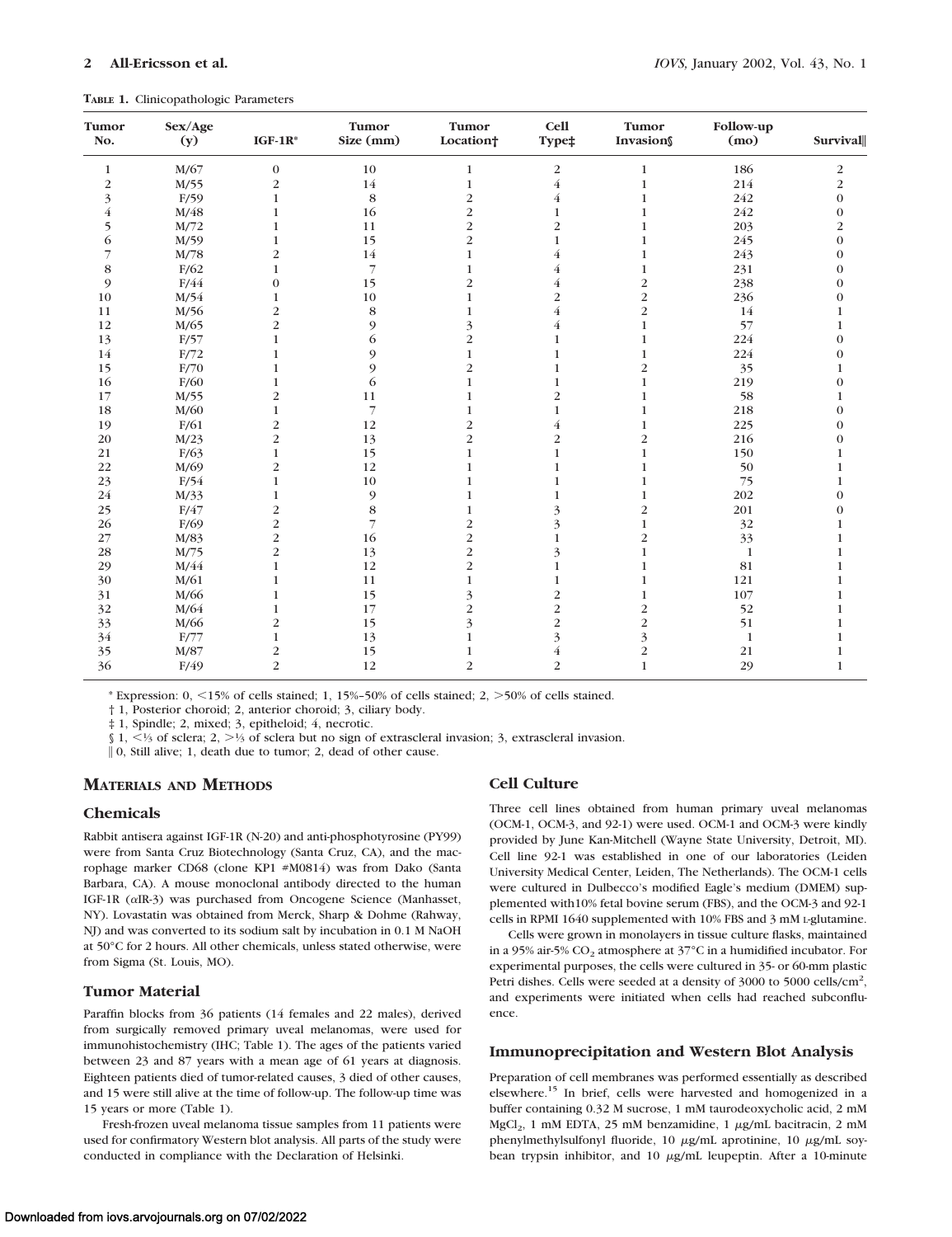**TABLE 1.** Clinicopathologic Parameters

| Tumor No. | Sex/Age (y) | IGF-1R* | Tumor Size (mm) | Tumor Location† | Cell Type‡ | Tumor Invasion§ | Follow-up (mo) | Survival‖ |
|---|---|---|---|---|---|---|---|---|
| 1 | M/67 | 0 | 10 | 1 | 2 | 1 | 186 | 2 |
| 2 | M/55 | 2 | 14 | 1 | 4 | 1 | 214 | 2 |
| 3 | F/59 | 1 | 8 | 2 | 4 | 1 | 242 | 0 |
| 4 | M/48 | 1 | 16 | 2 | 1 | 1 | 242 | 0 |
| 5 | M/72 | 1 | 11 | 2 | 2 | 1 | 203 | 2 |
| 6 | M/59 | 1 | 15 | 2 | 1 | 1 | 245 | 0 |
| 7 | M/78 | 2 | 14 | 1 | 4 | 1 | 243 | 0 |
| 8 | F/62 | 1 | 7 | 1 | 4 | 1 | 231 | 0 |
| 9 | F/44 | 0 | 15 | 2 | 4 | 2 | 238 | 0 |
| 10 | M/54 | 1 | 10 | 1 | 2 | 2 | 236 | 0 |
| 11 | M/56 | 2 | 8 | 1 | 4 | 2 | 14 | 1 |
| 12 | M/65 | 2 | 9 | 3 | 4 | 1 | 57 | 1 |
| 13 | F/57 | 1 | 6 | 2 | 1 | 1 | 224 | 0 |
| 14 | F/72 | 1 | 9 | 1 | 1 | 1 | 224 | 0 |
| 15 | F/70 | 1 | 9 | 2 | 1 | 2 | 35 | 1 |
| 16 | F/60 | 1 | 6 | 1 | 1 | 1 | 219 | 0 |
| 17 | M/55 | 2 | 11 | 1 | 2 | 1 | 58 | 1 |
| 18 | M/60 | 1 | 7 | 1 | 1 | 1 | 218 | 0 |
| 19 | F/61 | 2 | 12 | 2 | 4 | 1 | 225 | 0 |
| 20 | M/23 | 2 | 13 | 2 | 2 | 2 | 216 | 0 |
| 21 | F/63 | 1 | 15 | 1 | 1 | 1 | 150 | 1 |
| 22 | M/69 | 2 | 12 | 1 | 1 | 1 | 50 | 1 |
| 23 | F/54 | 1 | 10 | 1 | 1 | 1 | 75 | 1 |
| 24 | M/33 | 1 | 9 | 1 | 1 | 1 | 202 | 0 |
| 25 | F/47 | 2 | 8 | 1 | 3 | 2 | 201 | 0 |
| 26 | F/69 | 2 | 7 | 2 | 3 | 1 | 32 | 1 |
| 27 | M/83 | 2 | 16 | 2 | 1 | 2 | 33 | 1 |
| 28 | M/75 | 2 | 13 | 2 | 3 | 1 | 1 | 1 |
| 29 | M/44 | 1 | 12 | 2 | 1 | 1 | 81 | 1 |
| 30 | M/61 | 1 | 11 | 1 | 1 | 1 | 121 | 1 |
| 31 | M/66 | 1 | 15 | 3 | 2 | 1 | 107 | 1 |
| 32 | M/64 | 1 | 17 | 2 | 2 | 2 | 52 | 1 |
| 33 | M/66 | 2 | 15 | 3 | 2 | 2 | 51 | 1 |
| 34 | F/77 | 1 | 13 | 1 | 3 | 3 | 1 | 1 |
| 35 | M/87 | 2 | 15 | 1 | 4 | 2 | 21 | 1 |
| 36 | F/49 | 2 | 12 | 2 | 2 | 1 | 29 | 1 |

\* Expression: 0, <15% of cells stained; 1, 15%–50% of cells stained; 2, >50% of cells stained.

† 1, Posterior choroid; 2, anterior choroid; 3, ciliary body.

‡ 1, Spindle; 2, mixed; 3, epitheloid; 4, necrotic.

§ 1, <⅓ of sclera; 2, >⅓ of sclera but no sign of extrascleral invasion; 3, extrascleral invasion.

‖ 0, Still alive; 1, death due to tumor; 2, dead of other cause.

## MATERIALS AND METHODS

### Chemicals

Rabbit antisera against IGF-1R (N-20) and anti-phosphotyrosine (PY99) were from Santa Cruz Biotechnology (Santa Cruz, CA), and the macrophage marker CD68 (clone KP1 #M0814) was from Dako (Santa Barbara, CA). A mouse monoclonal antibody directed to the human IGF-1R (αIR-3) was purchased from Oncogene Science (Manhasset, NY). Lovastatin was obtained from Merck, Sharp & Dohme (Rahway, NJ) and was converted to its sodium salt by incubation in 0.1 M NaOH at 50°C for 2 hours. All other chemicals, unless stated otherwise, were from Sigma (St. Louis, MO).

### Tumor Material

Paraffin blocks from 36 patients (14 females and 22 males), derived from surgically removed primary uveal melanomas, were used for immunohistochemistry (IHC; Table 1). The ages of the patients varied between 23 and 87 years with a mean age of 61 years at diagnosis. Eighteen patients died of tumor-related causes, 3 died of other causes, and 15 were still alive at the time of follow-up. The follow-up time was 15 years or more (Table 1).

Fresh-frozen uveal melanoma tissue samples from 11 patients were used for confirmatory Western blot analysis. All parts of the study were conducted in compliance with the Declaration of Helsinki.

### Cell Culture

Three cell lines obtained from human primary uveal melanomas (OCM-1, OCM-3, and 92-1) were used. OCM-1 and OCM-3 were kindly provided by June Kan-Mitchell (Wayne State University, Detroit, MI). Cell line 92-1 was established in one of our laboratories (Leiden University Medical Center, Leiden, The Netherlands). The OCM-1 cells were cultured in Dulbecco's modified Eagle's medium (DMEM) supplemented with10% fetal bovine serum (FBS), and the OCM-3 and 92-1 cells in RPMI 1640 supplemented with 10% FBS and 3 mM L-glutamine.

Cells were grown in monolayers in tissue culture flasks, maintained in a 95% air-5% $CO_2$ atmosphere at 37°C in a humidified incubator. For experimental purposes, the cells were cultured in 35- or 60-mm plastic Petri dishes. Cells were seeded at a density of 3000 to 5000 cells/$cm^2$, and experiments were initiated when cells had reached subconfluence.

### Immunoprecipitation and Western Blot Analysis

Preparation of cell membranes was performed essentially as described elsewhere.[15] In brief, cells were harvested and homogenized in a buffer containing 0.32 M sucrose, 1 mM taurodeoxycholic acid, 2 mM $MgCl_2$, 1 mM EDTA, 25 mM benzamidine, 1 μg/mL bacitracin, 2 mM phenylmethylsulfonyl fluoride, 10 μg/mL aprotinine, 10 μg/mL soybean trypsin inhibitor, and 10 μg/mL leupeptin. After a 10-minute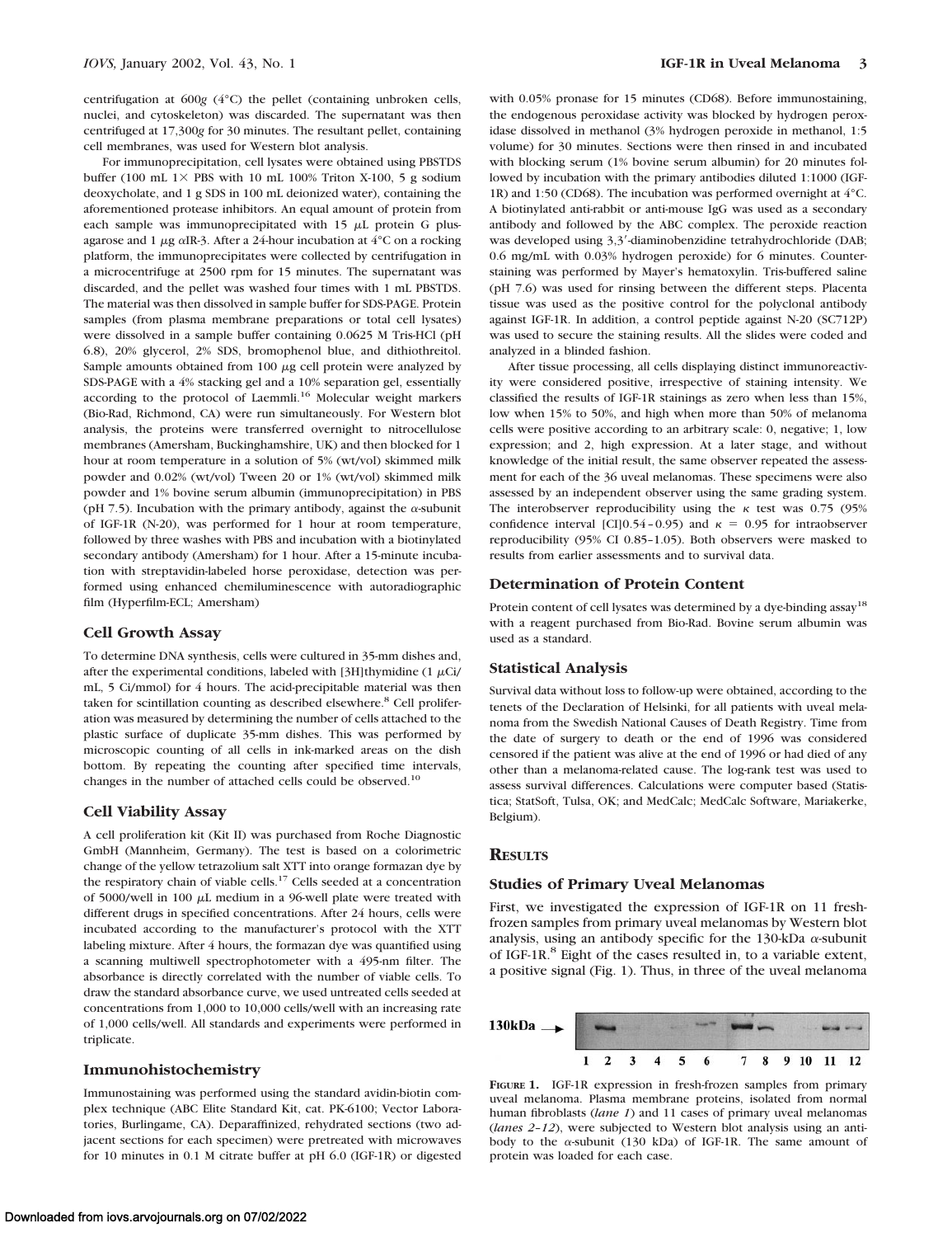centrifugation at 600$g$ (4°C) the pellet (containing unbroken cells, nuclei, and cytoskeleton) was discarded. The supernatant was then centrifuged at 17,300$g$ for 30 minutes. The resultant pellet, containing cell membranes, was used for Western blot analysis.

For immunoprecipitation, cell lysates were obtained using PBSTDS buffer (100 mL 1× PBS with 10 mL 100% Triton X-100, 5 g sodium deoxycholate, and 1 g SDS in 100 mL deionized water), containing the aforementioned protease inhibitors. An equal amount of protein from each sample was immunoprecipitated with 15 μL protein G plus-agarose and 1 μg αIR-3. After a 24-hour incubation at 4°C on a rocking platform, the immunoprecipitates were collected by centrifugation in a microcentrifuge at 2500 rpm for 15 minutes. The supernatant was discarded, and the pellet was washed four times with 1 mL PBSTDS. The material was then dissolved in sample buffer for SDS-PAGE. Protein samples (from plasma membrane preparations or total cell lysates) were dissolved in a sample buffer containing 0.0625 M Tris-HCl (pH 6.8), 20% glycerol, 2% SDS, bromophenol blue, and dithiothreitol. Sample amounts obtained from 100 μg cell protein were analyzed by SDS-PAGE with a 4% stacking gel and a 10% separation gel, essentially according to the protocol of Laemmli.[16] Molecular weight markers (Bio-Rad, Richmond, CA) were run simultaneously. For Western blot analysis, the proteins were transferred overnight to nitrocellulose membranes (Amersham, Buckinghamshire, UK) and then blocked for 1 hour at room temperature in a solution of 5% (wt/vol) skimmed milk powder and 0.02% (wt/vol) Tween 20 or 1% (wt/vol) skimmed milk powder and 1% bovine serum albumin (immunoprecipitation) in PBS (pH 7.5). Incubation with the primary antibody, against the α-subunit of IGF-1R (N-20), was performed for 1 hour at room temperature, followed by three washes with PBS and incubation with a biotinylated secondary antibody (Amersham) for 1 hour. After a 15-minute incubation with streptavidin-labeled horse peroxidase, detection was performed using enhanced chemiluminescence with autoradiographic film (Hyperfilm-ECL; Amersham)

### Cell Growth Assay

To determine DNA synthesis, cells were cultured in 35-mm dishes and, after the experimental conditions, labeled with [3H]thymidine (1 μCi/mL, 5 Ci/mmol) for 4 hours. The acid-precipitable material was then taken for scintillation counting as described elsewhere.[8] Cell proliferation was measured by determining the number of cells attached to the plastic surface of duplicate 35-mm dishes. This was performed by microscopic counting of all cells in ink-marked areas on the dish bottom. By repeating the counting after specified time intervals, changes in the number of attached cells could be observed.[10]

### Cell Viability Assay

A cell proliferation kit (Kit II) was purchased from Roche Diagnostic GmbH (Mannheim, Germany). The test is based on a colorimetric change of the yellow tetrazolium salt XTT into orange formazan dye by the respiratory chain of viable cells.[17] Cells seeded at a concentration of 5000/well in 100 μL medium in a 96-well plate were treated with different drugs in specified concentrations. After 24 hours, cells were incubated according to the manufacturer's protocol with the XTT labeling mixture. After 4 hours, the formazan dye was quantified using a scanning multiwell spectrophotometer with a 495-nm filter. The absorbance is directly correlated with the number of viable cells. To draw the standard absorbance curve, we used untreated cells seeded at concentrations from 1,000 to 10,000 cells/well with an increasing rate of 1,000 cells/well. All standards and experiments were performed in triplicate.

### Immunohistochemistry

Immunostaining was performed using the standard avidin-biotin complex technique (ABC Elite Standard Kit, cat. PK-6100; Vector Laboratories, Burlingame, CA). Deparaffinized, rehydrated sections (two adjacent sections for each specimen) were pretreated with microwaves for 10 minutes in 0.1 M citrate buffer at pH 6.0 (IGF-1R) or digested with 0.05% pronase for 15 minutes (CD68). Before immunostaining, the endogenous peroxidase activity was blocked by hydrogen peroxidase dissolved in methanol (3% hydrogen peroxide in methanol, 1:5 volume) for 30 minutes. Sections were then rinsed in and incubated with blocking serum (1% bovine serum albumin) for 20 minutes followed by incubation with the primary antibodies diluted 1:1000 (IGF-1R) and 1:50 (CD68). The incubation was performed overnight at 4°C. A biotinylated anti-rabbit or anti-mouse IgG was used as a secondary antibody and followed by the ABC complex. The peroxide reaction was developed using 3,3′-diaminobenzidine tetrahydrochloride (DAB; 0.6 mg/mL with 0.03% hydrogen peroxide) for 6 minutes. Counterstaining was performed by Mayer's hematoxylin. Tris-buffered saline (pH 7.6) was used for rinsing between the different steps. Placenta tissue was used as the positive control for the polyclonal antibody against IGF-1R. In addition, a control peptide against N-20 (SC712P) was used to secure the staining results. All the slides were coded and analyzed in a blinded fashion.

After tissue processing, all cells displaying distinct immunoreactivity were considered positive, irrespective of staining intensity. We classified the results of IGF-1R stainings as zero when less than 15%, low when 15% to 50%, and high when more than 50% of melanoma cells were positive according to an arbitrary scale: 0, negative; 1, low expression; and 2, high expression. At a later stage, and without knowledge of the initial result, the same observer repeated the assessment for each of the 36 uveal melanomas. These specimens were also assessed by an independent observer using the same grading system. The interobserver reproducibility using the κ test was 0.75 (95% confidence interval [CI]0.54–0.95) and κ = 0.95 for intraobserver reproducibility (95% CI 0.85–1.05). Both observers were masked to results from earlier assessments and to survival data.

### Determination of Protein Content

Protein content of cell lysates was determined by a dye-binding assay[18] with a reagent purchased from Bio-Rad. Bovine serum albumin was used as a standard.

### Statistical Analysis

Survival data without loss to follow-up were obtained, according to the tenets of the Declaration of Helsinki, for all patients with uveal melanoma from the Swedish National Causes of Death Registry. Time from the date of surgery to death or the end of 1996 was considered censored if the patient was alive at the end of 1996 or had died of any other than a melanoma-related cause. The log-rank test was used to assess survival differences. Calculations were computer based (Statistica; StatSoft, Tulsa, OK; and MedCalc; MedCalc Software, Mariakerke, Belgium).

## Results

### Studies of Primary Uveal Melanomas

First, we investigated the expression of IGF-1R on 11 fresh-frozen samples from primary uveal melanomas by Western blot analysis, using an antibody specific for the 130-kDa α-subunit of IGF-1R.[8] Eight of the cases resulted in, to a variable extent, a positive signal (Fig. 1). Thus, in three of the uveal melanoma

**Figure 1.** IGF-1R expression in fresh-frozen samples from primary uveal melanoma. Plasma membrane proteins, isolated from normal human fibroblasts (*lane 1*) and 11 cases of primary uveal melanomas (*lanes 2–12*), were subjected to Western blot analysis using an antibody to the α-subunit (130 kDa) of IGF-1R. The same amount of protein was loaded for each case.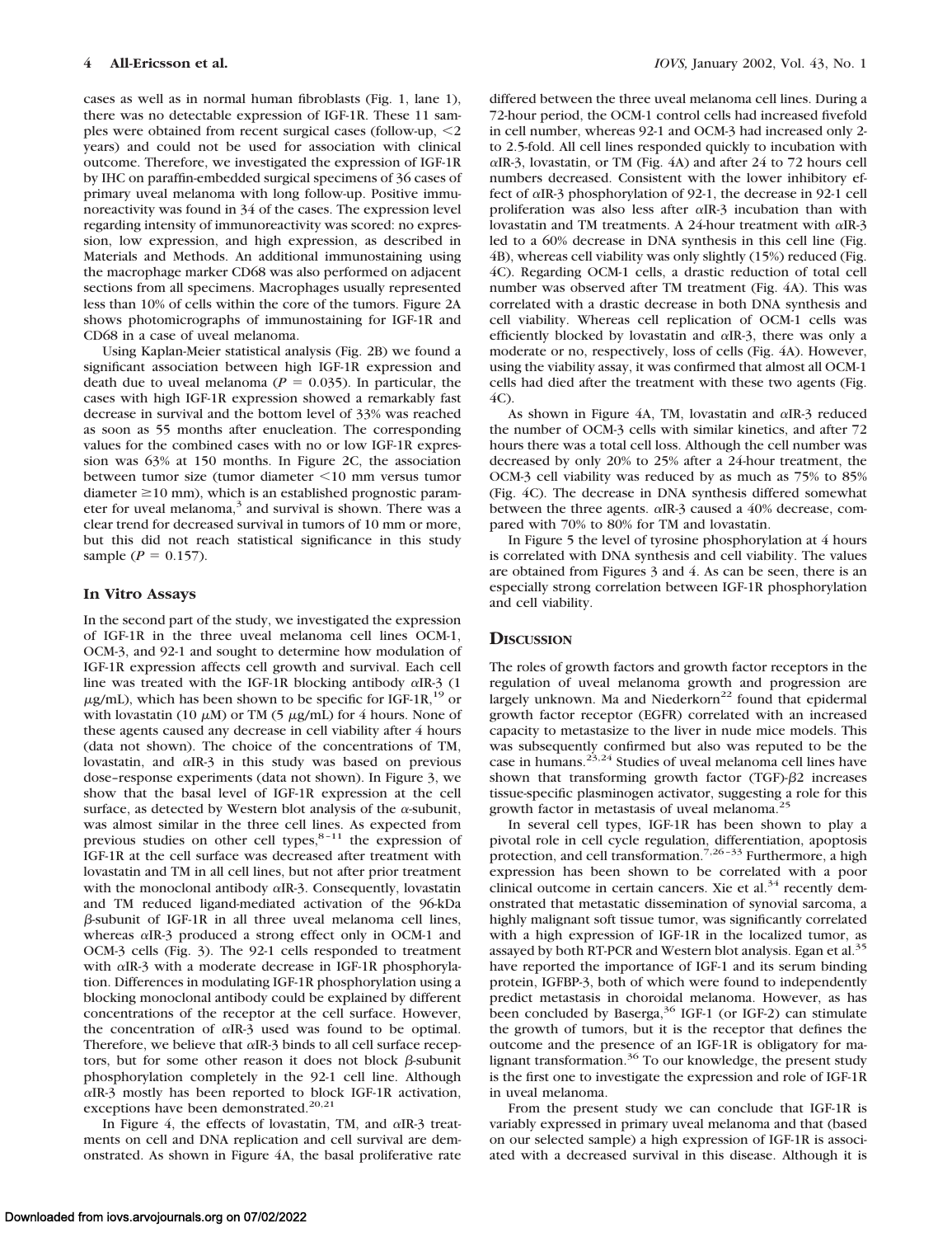cases as well as in normal human fibroblasts (Fig. 1, lane 1), there was no detectable expression of IGF-1R. These 11 samples were obtained from recent surgical cases (follow-up, <2 years) and could not be used for association with clinical outcome. Therefore, we investigated the expression of IGF-1R by IHC on paraffin-embedded surgical specimens of 36 cases of primary uveal melanoma with long follow-up. Positive immunoreactivity was found in 34 of the cases. The expression level regarding intensity of immunoreactivity was scored: no expression, low expression, and high expression, as described in Materials and Methods. An additional immunostaining using the macrophage marker CD68 was also performed on adjacent sections from all specimens. Macrophages usually represented less than 10% of cells within the core of the tumors. Figure 2A shows photomicrographs of immunostaining for IGF-1R and CD68 in a case of uveal melanoma.

Using Kaplan-Meier statistical analysis (Fig. 2B) we found a significant association between high IGF-1R expression and death due to uveal melanoma ($P = 0.035$). In particular, the cases with high IGF-1R expression showed a remarkably fast decrease in survival and the bottom level of 33% was reached as soon as 55 months after enucleation. The corresponding values for the combined cases with no or low IGF-1R expression was 63% at 150 months. In Figure 2C, the association between tumor size (tumor diameter <10 mm versus tumor diameter ≥10 mm), which is an established prognostic parameter for uveal melanoma,[3] and survival is shown. There was a clear trend for decreased survival in tumors of 10 mm or more, but this did not reach statistical significance in this study sample ($P = 0.157$).

### In Vitro Assays

In the second part of the study, we investigated the expression of IGF-1R in the three uveal melanoma cell lines OCM-1, OCM-3, and 92-1 and sought to determine how modulation of IGF-1R expression affects cell growth and survival. Each cell line was treated with the IGF-1R blocking antibody αIR-3 (1 μg/mL), which has been shown to be specific for IGF-1R,[19] or with lovastatin (10 μM) or TM (5 μg/mL) for 4 hours. None of these agents caused any decrease in cell viability after 4 hours (data not shown). The choice of the concentrations of TM, lovastatin, and αIR-3 in this study was based on previous dose–response experiments (data not shown). In Figure 3, we show that the basal level of IGF-1R expression at the cell surface, as detected by Western blot analysis of the α-subunit, was almost similar in the three cell lines. As expected from previous studies on other cell types,[8–11] the expression of IGF-1R at the cell surface was decreased after treatment with lovastatin and TM in all cell lines, but not after prior treatment with the monoclonal antibody αIR-3. Consequently, lovastatin and TM reduced ligand-mediated activation of the 96-kDa β-subunit of IGF-1R in all three uveal melanoma cell lines, whereas αIR-3 produced a strong effect only in OCM-1 and OCM-3 cells (Fig. 3). The 92-1 cells responded to treatment with αIR-3 with a moderate decrease in IGF-1R phosphorylation. Differences in modulating IGF-1R phosphorylation using a blocking monoclonal antibody could be explained by different concentrations of the receptor at the cell surface. However, the concentration of αIR-3 used was found to be optimal. Therefore, we believe that αIR-3 binds to all cell surface receptors, but for some other reason it does not block β-subunit phosphorylation completely in the 92-1 cell line. Although αIR-3 mostly has been reported to block IGF-1R activation, exceptions have been demonstrated.[20,21]

In Figure 4, the effects of lovastatin, TM, and αIR-3 treatments on cell and DNA replication and cell survival are demonstrated. As shown in Figure 4A, the basal proliferative rate differed between the three uveal melanoma cell lines. During a 72-hour period, the OCM-1 control cells had increased fivefold in cell number, whereas 92-1 and OCM-3 had increased only 2- to 2.5-fold. All cell lines responded quickly to incubation with αIR-3, lovastatin, or TM (Fig. 4A) and after 24 to 72 hours cell numbers decreased. Consistent with the lower inhibitory effect of αIR-3 phosphorylation of 92-1, the decrease in 92-1 cell proliferation was also less after αIR-3 incubation than with lovastatin and TM treatments. A 24-hour treatment with αIR-3 led to a 60% decrease in DNA synthesis in this cell line (Fig. 4B), whereas cell viability was only slightly (15%) reduced (Fig. 4C). Regarding OCM-1 cells, a drastic reduction of total cell number was observed after TM treatment (Fig. 4A). This was correlated with a drastic decrease in both DNA synthesis and cell viability. Whereas cell replication of OCM-1 cells was efficiently blocked by lovastatin and αIR-3, there was only a moderate or no, respectively, loss of cells (Fig. 4A). However, using the viability assay, it was confirmed that almost all OCM-1 cells had died after the treatment with these two agents (Fig. 4C).

As shown in Figure 4A, TM, lovastatin and αIR-3 reduced the number of OCM-3 cells with similar kinetics, and after 72 hours there was a total cell loss. Although the cell number was decreased by only 20% to 25% after a 24-hour treatment, the OCM-3 cell viability was reduced by as much as 75% to 85% (Fig. 4C). The decrease in DNA synthesis differed somewhat between the three agents. αIR-3 caused a 40% decrease, compared with 70% to 80% for TM and lovastatin.

In Figure 5 the level of tyrosine phosphorylation at 4 hours is correlated with DNA synthesis and cell viability. The values are obtained from Figures 3 and 4. As can be seen, there is an especially strong correlation between IGF-1R phosphorylation and cell viability.

## Discussion

The roles of growth factors and growth factor receptors in the regulation of uveal melanoma growth and progression are largely unknown. Ma and Niederkorn[22] found that epidermal growth factor receptor (EGFR) correlated with an increased capacity to metastasize to the liver in nude mice models. This was subsequently confirmed but also was reputed to be the case in humans.[23,24] Studies of uveal melanoma cell lines have shown that transforming growth factor (TGF)-β2 increases tissue-specific plasminogen activator, suggesting a role for this growth factor in metastasis of uveal melanoma.[25]

In several cell types, IGF-1R has been shown to play a pivotal role in cell cycle regulation, differentiation, apoptosis protection, and cell transformation.[7,26–33] Furthermore, a high expression has been shown to be correlated with a poor clinical outcome in certain cancers. Xie et al.[34] recently demonstrated that metastatic dissemination of synovial sarcoma, a highly malignant soft tissue tumor, was significantly correlated with a high expression of IGF-1R in the localized tumor, as assayed by both RT-PCR and Western blot analysis. Egan et al.[35] have reported the importance of IGF-1 and its serum binding protein, IGFBP-3, both of which were found to independently predict metastasis in choroidal melanoma. However, as has been concluded by Baserga,[36] IGF-1 (or IGF-2) can stimulate the growth of tumors, but it is the receptor that defines the outcome and the presence of an IGF-1R is obligatory for malignant transformation.[36] To our knowledge, the present study is the first one to investigate the expression and role of IGF-1R in uveal melanoma.

From the present study we can conclude that IGF-1R is variably expressed in primary uveal melanoma and that (based on our selected sample) a high expression of IGF-1R is associated with a decreased survival in this disease. Although it is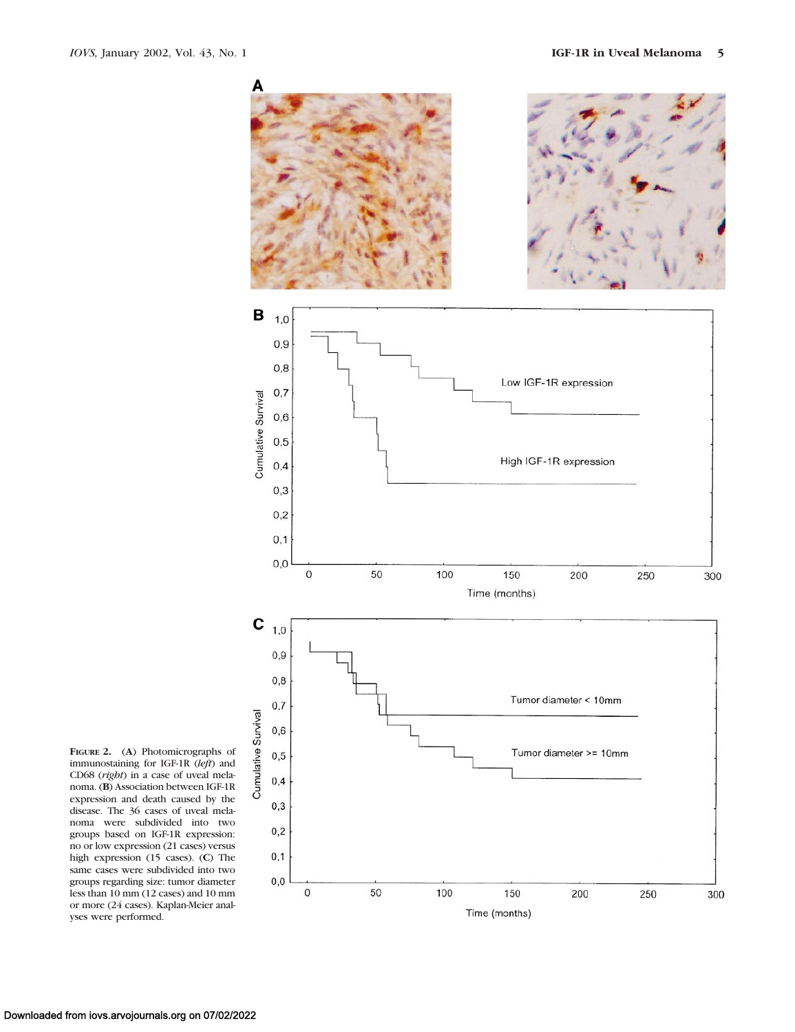**FIGURE 2.** (**A**) Photomicrographs of immunostaining for IGF-1R (*left*) and CD68 (*right*) in a case of uveal melanoma. (**B**) Association between IGF-1R expression and death caused by the disease. The 36 cases of uveal melanoma were subdivided into two groups based on IGF-1R expression: no or low expression (21 cases) versus high expression (15 cases). (**C**) The same cases were subdivided into two groups regarding size: tumor diameter less than 10 mm (12 cases) and 10 mm or more (24 cases). Kaplan-Meier analyses were performed.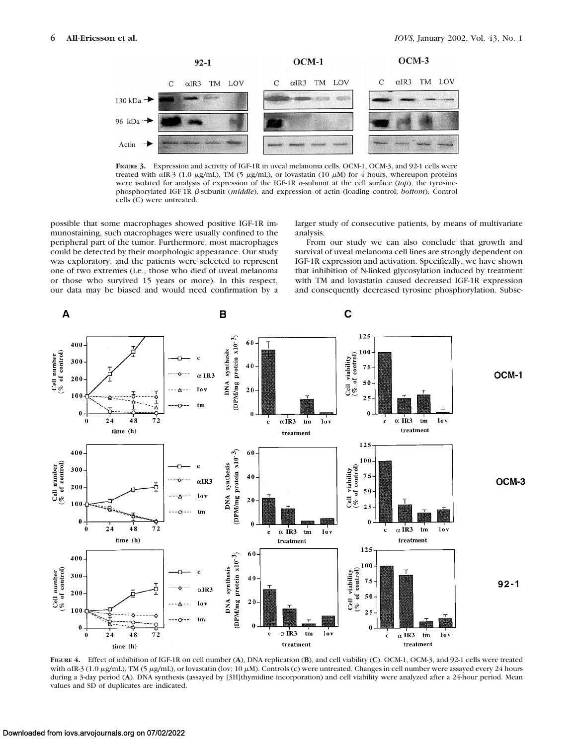**FIGURE 3.** Expression and activity of IGF-1R in uveal melanoma cells. OCM-1, OCM-3, and 92-1 cells were treated with αIR-3 (1.0 μg/mL), TM (5 μg/mL), or lovastatin (10 μM) for 4 hours, whereupon proteins were isolated for analysis of expression of the IGF-1R α-subunit at the cell surface (*top*), the tyrosine-phosphorylated IGF-1R β-subunit (*middle*), and expression of actin (loading control; *bottom*). Control cells (C) were untreated.

possible that some macrophages showed positive IGF-1R immunostaining, such macrophages were usually confined to the peripheral part of the tumor. Furthermore, most macrophages could be detected by their morphologic appearance. Our study was exploratory, and the patients were selected to represent one of two extremes (i.e., those who died of uveal melanoma or those who survived 15 years or more). In this respect, our data may be biased and would need confirmation by a larger study of consecutive patients, by means of multivariate analysis.

From our study we can also conclude that growth and survival of uveal melanoma cell lines are strongly dependent on IGF-1R expression and activation. Specifically, we have shown that inhibition of N-linked glycosylation induced by treatment with TM and lovastatin caused decreased IGF-1R expression and consequently decreased tyrosine phosphorylation. Subse-

**FIGURE 4.** Effect of inhibition of IGF-1R on cell number (**A**), DNA replication (**B**), and cell viability (**C**). OCM-1, OCM-3, and 92-1 cells were treated with αIR-3 (1.0 μg/mL), TM (5 μg/mL), or lovastatin (lov; 10 μM). Controls (c) were untreated. Changes in cell number were assayed every 24 hours during a 3-day period (**A**). DNA synthesis (assayed by [3H]thymidine incorporation) and cell viability were analyzed after a 24-hour period. Mean values and SD of duplicates are indicated.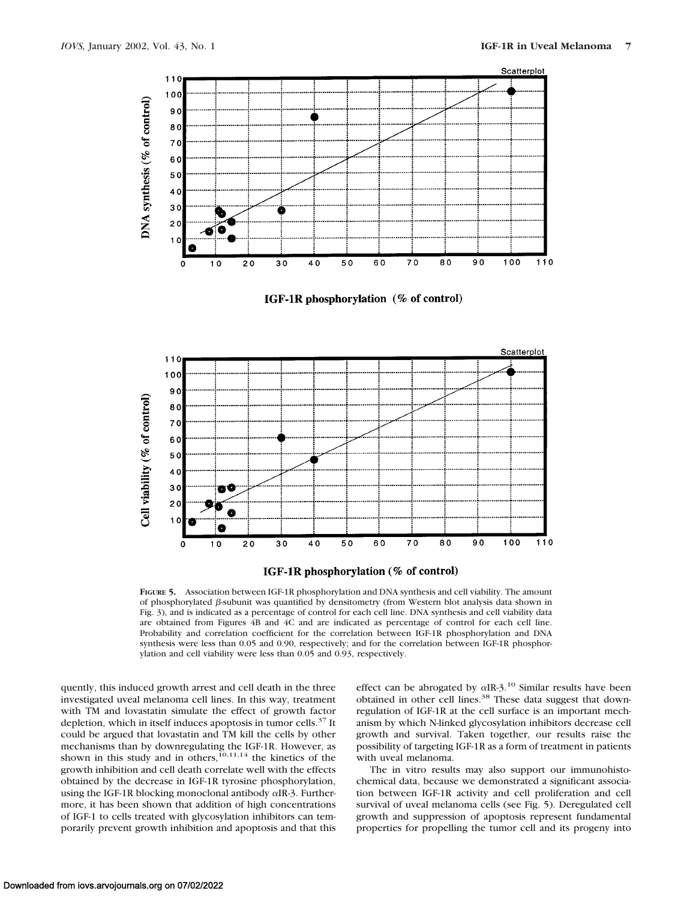**FIGURE 5.** Association between IGF-1R phosphorylation and DNA synthesis and cell viability. The amount of phosphorylated β-subunit was quantified by densitometry (from Western blot analysis data shown in Fig. 3), and is indicated as a percentage of control for each cell line. DNA synthesis and cell viability data are obtained from Figures 4B and 4C and are indicated as percentage of control for each cell line. Probability and correlation coefficient for the correlation between IGF-1R phosphorylation and DNA synthesis were less than 0.05 and 0.90, respectively; and for the correlation between IGF-1R phosphorylation and cell viability were less than 0.05 and 0.93, respectively.

quently, this induced growth arrest and cell death in the three investigated uveal melanoma cell lines. In this way, treatment with TM and lovastatin simulate the effect of growth factor depletion, which in itself induces apoptosis in tumor cells.[37] It could be argued that lovastatin and TM kill the cells by other mechanisms than by downregulating the IGF-1R. However, as shown in this study and in others,[10,11,14] the kinetics of the growth inhibition and cell death correlate well with the effects obtained by the decrease in IGF-1R tyrosine phosphorylation, using the IGF-1R blocking monoclonal antibody αIR-3. Furthermore, it has been shown that addition of high concentrations of IGF-1 to cells treated with glycosylation inhibitors can temporarily prevent growth inhibition and apoptosis and that this effect can be abrogated by αIR-3.[10] Similar results have been obtained in other cell lines.[38] These data suggest that downregulation of IGF-1R at the cell surface is an important mechanism by which N-linked glycosylation inhibitors decrease cell growth and survival. Taken together, our results raise the possibility of targeting IGF-1R as a form of treatment in patients with uveal melanoma.

The in vitro results may also support our immunohistochemical data, because we demonstrated a significant association between IGF-1R activity and cell proliferation and cell survival of uveal melanoma cells (see Fig. 5). Deregulated cell growth and suppression of apoptosis represent fundamental properties for propelling the tumor cell and its progeny into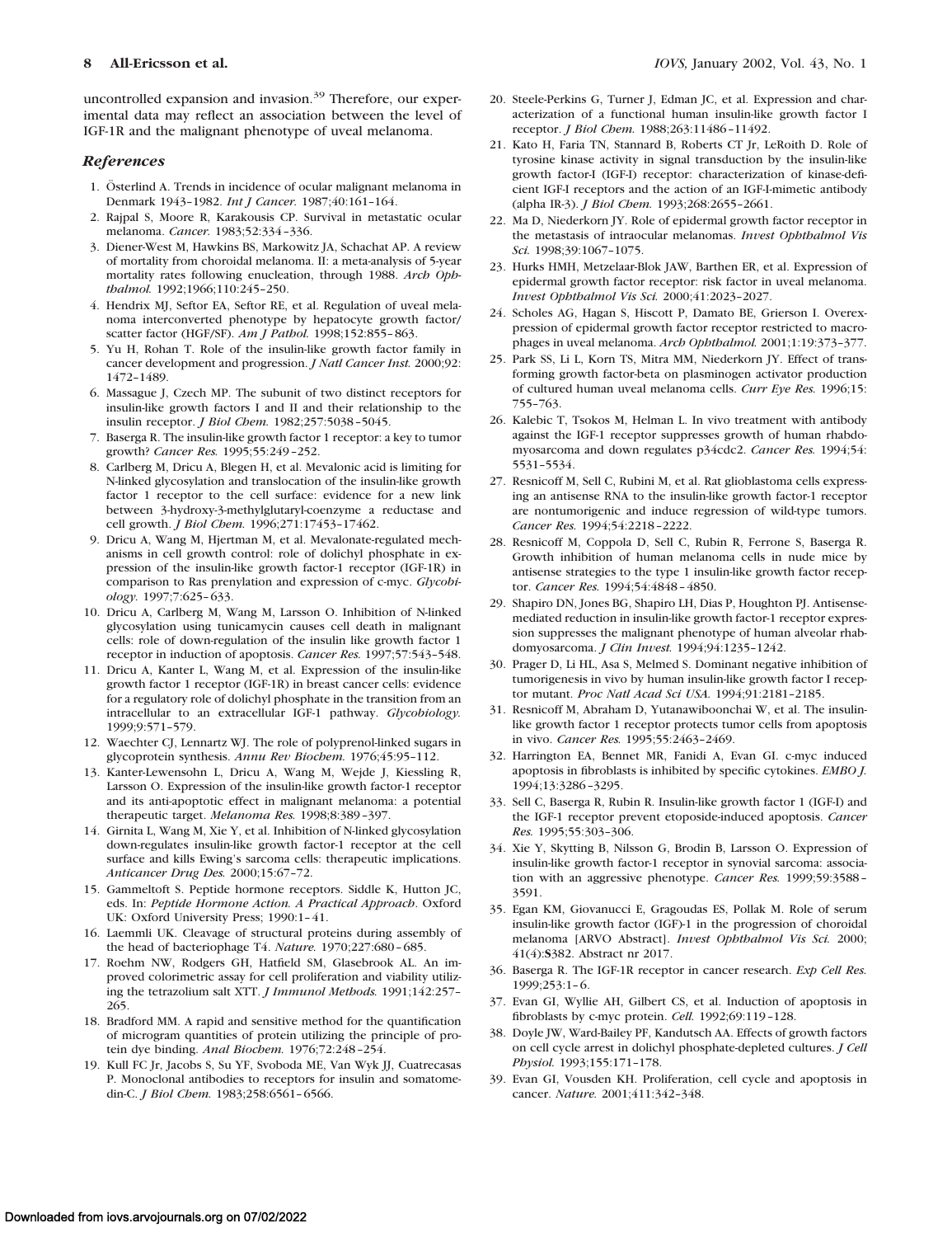uncontrolled expansion and invasion.[39] Therefore, our experimental data may reflect an association between the level of IGF-1R and the malignant phenotype of uveal melanoma.

### *References*

1. Österlind A. Trends in incidence of ocular malignant melanoma in Denmark 1943–1982. *Int J Cancer.* 1987;40:161–164.
2. Rajpal S, Moore R, Karakousis CP. Survival in metastatic ocular melanoma. *Cancer.* 1983;52:334–336.
3. Diener-West M, Hawkins BS, Markowitz JA, Schachat AP. A review of mortality from choroidal melanoma. II: a meta-analysis of 5-year mortality rates following enucleation, through 1988. *Arch Ophthalmol.* 1992;1966;110:245–250.
4. Hendrix MJ, Seftor EA, Seftor RE, et al. Regulation of uveal melanoma interconverted phenotype by hepatocyte growth factor/scatter factor (HGF/SF). *Am J Pathol.* 1998;152:855–863.
5. Yu H, Rohan T. Role of the insulin-like growth factor family in cancer development and progression. *J Natl Cancer Inst.* 2000;92:1472–1489.
6. Massague J, Czech MP. The subunit of two distinct receptors for insulin-like growth factors I and II and their relationship to the insulin receptor. *J Biol Chem.* 1982;257:5038–5045.
7. Baserga R. The insulin-like growth factor 1 receptor: a key to tumor growth? *Cancer Res.* 1995;55:249–252.
8. Carlberg M, Dricu A, Blegen H, et al. Mevalonic acid is limiting for N-linked glycosylation and translocation of the insulin-like growth factor 1 receptor to the cell surface: evidence for a new link between 3-hydroxy-3-methylglutaryl-coenzyme a reductase and cell growth. *J Biol Chem.* 1996;271:17453–17462.
9. Dricu A, Wang M, Hjertman M, et al. Mevalonate-regulated mechanisms in cell growth control: role of dolichyl phosphate in expression of the insulin-like growth factor-1 receptor (IGF-1R) in comparison to Ras prenylation and expression of c-myc. *Glycobiology.* 1997;7:625–633.
10. Dricu A, Carlberg M, Wang M, Larsson O. Inhibition of N-linked glycosylation using tunicamycin causes cell death in malignant cells: role of down-regulation of the insulin like growth factor 1 receptor in induction of apoptosis. *Cancer Res.* 1997;57:543–548.
11. Dricu A, Kanter L, Wang M, et al. Expression of the insulin-like growth factor 1 receptor (IGF-1R) in breast cancer cells: evidence for a regulatory role of dolichyl phosphate in the transition from an intracellular to an extracellular IGF-1 pathway. *Glycobiology.* 1999;9:571–579.
12. Waechter CJ, Lennartz WJ. The role of polyprenol-linked sugars in glycoprotein synthesis. *Annu Rev Biochem.* 1976;45:95–112.
13. Kanter-Lewensohn L, Dricu A, Wang M, Wejde J, Kiessling R, Larsson O. Expression of the insulin-like growth factor-1 receptor and its anti-apoptotic effect in malignant melanoma: a potential therapeutic target. *Melanoma Res.* 1998;8:389–397.
14. Girnita L, Wang M, Xie Y, et al. Inhibition of N-linked glycosylation down-regulates insulin-like growth factor-1 receptor at the cell surface and kills Ewing's sarcoma cells: therapeutic implications. *Anticancer Drug Des.* 2000;15:67–72.
15. Gammeltoft S. Peptide hormone receptors. Siddle K, Hutton JC, eds. In: *Peptide Hormone Action. A Practical Approach*. Oxford UK: Oxford University Press; 1990:1–41.
16. Laemmli UK. Cleavage of structural proteins during assembly of the head of bacteriophage T4. *Nature.* 1970;227:680–685.
17. Roehm NW, Rodgers GH, Hatfield SM, Glasebrook AL. An improved colorimetric assay for cell proliferation and viability utilizing the tetrazolium salt XTT. *J Immunol Methods.* 1991;142:257–265.
18. Bradford MM. A rapid and sensitive method for the quantification of microgram quantities of protein utilizing the principle of protein dye binding. *Anal Biochem.* 1976;72:248–254.
19. Kull FC Jr, Jacobs S, Su YF, Svoboda ME, Van Wyk JJ, Cuatrecasas P. Monoclonal antibodies to receptors for insulin and somatomedin-C. *J Biol Chem.* 1983;258:6561–6566.
20. Steele-Perkins G, Turner J, Edman JC, et al. Expression and characterization of a functional human insulin-like growth factor I receptor. *J Biol Chem.* 1988;263:11486–11492.
21. Kato H, Faria TN, Stannard B, Roberts CT Jr, LeRoith D. Role of tyrosine kinase activity in signal transduction by the insulin-like growth factor-I (IGF-I) receptor: characterization of kinase-deficient IGF-I receptors and the action of an IGF-I-mimetic antibody (alpha IR-3). *J Biol Chem.* 1993;268:2655–2661.
22. Ma D, Niederkorn JY. Role of epidermal growth factor receptor in the metastasis of intraocular melanomas. *Invest Ophthalmol Vis Sci.* 1998;39:1067–1075.
23. Hurks HMH, Metzelaar-Blok JAW, Barthen ER, et al. Expression of epidermal growth factor receptor: risk factor in uveal melanoma. *Invest Ophthalmol Vis Sci.* 2000;41:2023–2027.
24. Scholes AG, Hagan S, Hiscott P, Damato BE, Grierson I. Overexpression of epidermal growth factor receptor restricted to macrophages in uveal melanoma. *Arch Ophthalmol.* 2001;1:19:373–377.
25. Park SS, Li L, Korn TS, Mitra MM, Niederkorn JY. Effect of transforming growth factor-beta on plasminogen activator production of cultured human uveal melanoma cells. *Curr Eye Res.* 1996;15:755–763.
26. Kalebic T, Tsokos M, Helman L. In vivo treatment with antibody against the IGF-1 receptor suppresses growth of human rhabdomyosarcoma and down regulates p34cdc2. *Cancer Res.* 1994;54:5531–5534.
27. Resnicoff M, Sell C, Rubini M, et al. Rat glioblastoma cells expressing an antisense RNA to the insulin-like growth factor-1 receptor are nontumorigenic and induce regression of wild-type tumors. *Cancer Res.* 1994;54:2218–2222.
28. Resnicoff M, Coppola D, Sell C, Rubin R, Ferrone S, Baserga R. Growth inhibition of human melanoma cells in nude mice by antisense strategies to the type 1 insulin-like growth factor receptor. *Cancer Res.* 1994;54:4848–4850.
29. Shapiro DN, Jones BG, Shapiro LH, Dias P, Houghton PJ. Antisense-mediated reduction in insulin-like growth factor-1 receptor expression suppresses the malignant phenotype of human alveolar rhabdomyosarcoma. *J Clin Invest.* 1994;94:1235–1242.
30. Prager D, Li HL, Asa S, Melmed S. Dominant negative inhibition of tumorigenesis in vivo by human insulin-like growth factor I receptor mutant. *Proc Natl Acad Sci USA.* 1994;91:2181–2185.
31. Resnicoff M, Abraham D, Yutanawiboonchai W, et al. The insulin-like growth factor 1 receptor protects tumor cells from apoptosis in vivo. *Cancer Res.* 1995;55:2463–2469.
32. Harrington EA, Bennet MR, Fanidi A, Evan GI. c-myc induced apoptosis in fibroblasts is inhibited by specific cytokines. *EMBO J.* 1994;13:3286–3295.
33. Sell C, Baserga R, Rubin R. Insulin-like growth factor 1 (IGF-I) and the IGF-1 receptor prevent etoposide-induced apoptosis. *Cancer Res.* 1995;55:303–306.
34. Xie Y, Skytting B, Nilsson G, Brodin B, Larsson O. Expression of insulin-like growth factor-1 receptor in synovial sarcoma: association with an aggressive phenotype. *Cancer Res.* 1999;59:3588–3591.
35. Egan KM, Giovanucci E, Gragoudas ES, Pollak M. Role of serum insulin-like growth factor (IGF)-1 in the progression of choroidal melanoma [ARVO Abstract]. *Invest Ophthalmol Vis Sci.* 2000;41(4):S382. Abstract nr 2017.
36. Baserga R. The IGF-1R receptor in cancer research. *Exp Cell Res.* 1999;253:1–6.
37. Evan GI, Wyllie AH, Gilbert CS, et al. Induction of apoptosis in fibroblasts by c-myc protein. *Cell.* 1992;69:119–128.
38. Doyle JW, Ward-Bailey PF, Kandutsch AA. Effects of growth factors on cell cycle arrest in dolichyl phosphate-depleted cultures. *J Cell Physiol.* 1993;155:171–178.
39. Evan GI, Vousden KH. Proliferation, cell cycle and apoptosis in cancer. *Nature.* 2001;411:342–348.